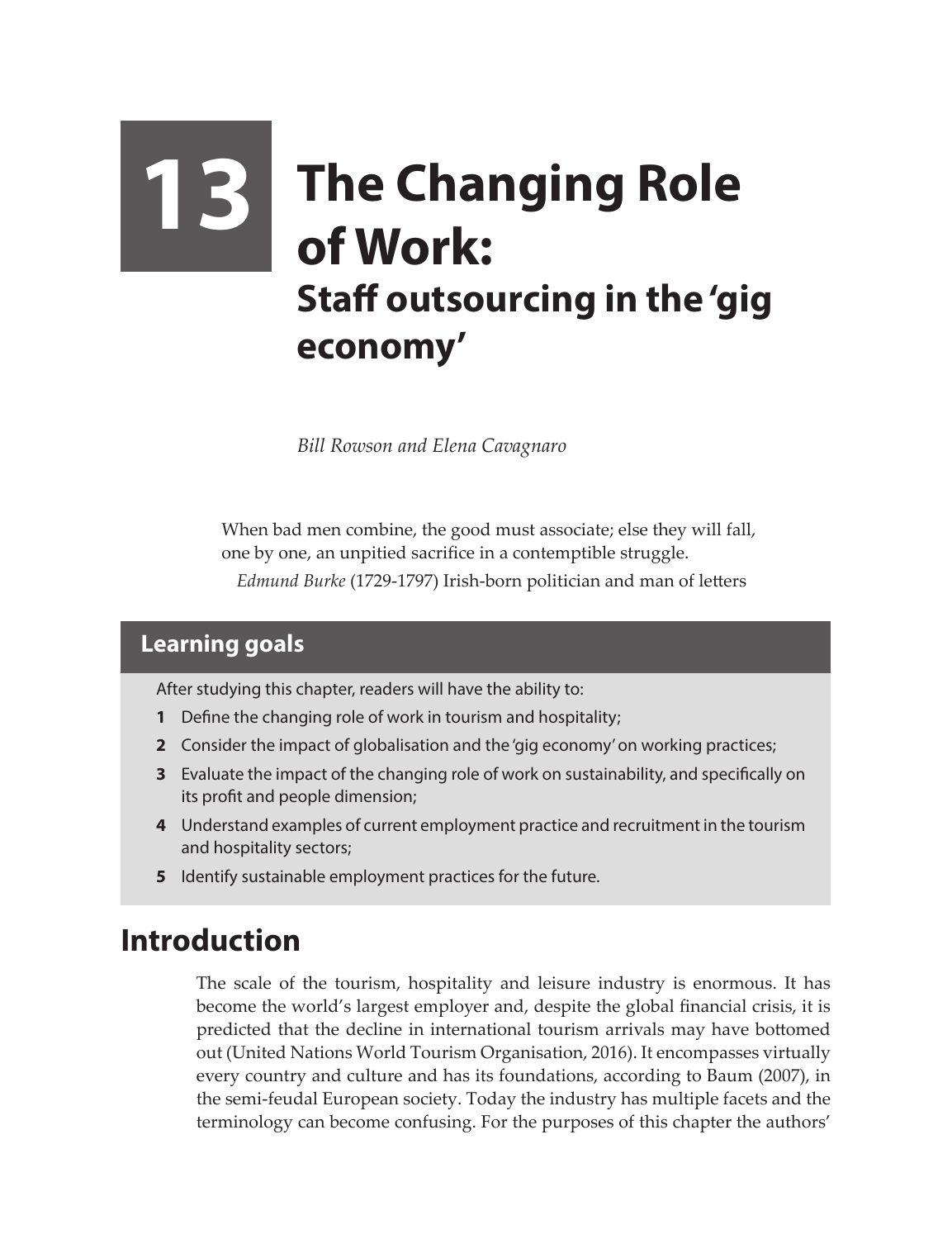# 13 The Changing Role of Work: Staff outsourcing in the 'gig economy'

*Bill Rowson and Elena Cavagnaro*

When bad men combine, the good must associate; else they will fall, one by one, an unpitied sacrifice in a contemptible struggle.

*Edmund Burke* (1729-1797) Irish-born politician and man of letters

## Learning goals

After studying this chapter, readers will have the ability to:

1. Define the changing role of work in tourism and hospitality;
2. Consider the impact of globalisation and the 'gig economy' on working practices;
3. Evaluate the impact of the changing role of work on sustainability, and specifically on its profit and people dimension;
4. Understand examples of current employment practice and recruitment in the tourism and hospitality sectors;
5. Identify sustainable employment practices for the future.

## Introduction

The scale of the tourism, hospitality and leisure industry is enormous. It has become the world's largest employer and, despite the global financial crisis, it is predicted that the decline in international tourism arrivals may have bottomed out (United Nations World Tourism Organisation, 2016). It encompasses virtually every country and culture and has its foundations, according to Baum (2007), in the semi-feudal European society. Today the industry has multiple facets and the terminology can become confusing. For the purposes of this chapter the authors'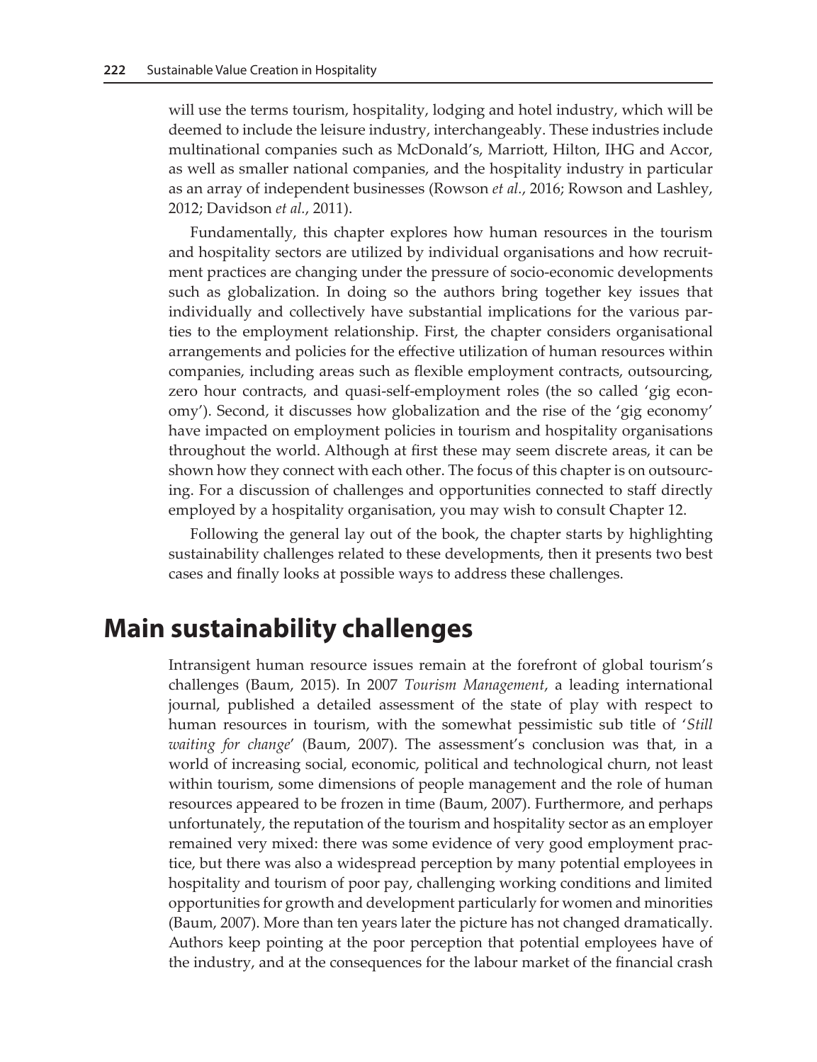will use the terms tourism, hospitality, lodging and hotel industry, which will be deemed to include the leisure industry, interchangeably. These industries include multinational companies such as McDonald's, Marriott, Hilton, IHG and Accor, as well as smaller national companies, and the hospitality industry in particular as an array of independent businesses (Rowson *et al.*, 2016; Rowson and Lashley, 2012; Davidson *et al.*, 2011).

Fundamentally, this chapter explores how human resources in the tourism and hospitality sectors are utilized by individual organisations and how recruitment practices are changing under the pressure of socio-economic developments such as globalization. In doing so the authors bring together key issues that individually and collectively have substantial implications for the various parties to the employment relationship. First, the chapter considers organisational arrangements and policies for the effective utilization of human resources within companies, including areas such as flexible employment contracts, outsourcing, zero hour contracts, and quasi-self-employment roles (the so called 'gig economy'). Second, it discusses how globalization and the rise of the 'gig economy' have impacted on employment policies in tourism and hospitality organisations throughout the world. Although at first these may seem discrete areas, it can be shown how they connect with each other. The focus of this chapter is on outsourcing. For a discussion of challenges and opportunities connected to staff directly employed by a hospitality organisation, you may wish to consult Chapter 12.

Following the general lay out of the book, the chapter starts by highlighting sustainability challenges related to these developments, then it presents two best cases and finally looks at possible ways to address these challenges.

## Main sustainability challenges

Intransigent human resource issues remain at the forefront of global tourism's challenges (Baum, 2015). In 2007 *Tourism Management*, a leading international journal, published a detailed assessment of the state of play with respect to human resources in tourism, with the somewhat pessimistic sub title of '*Still waiting for change*' (Baum, 2007). The assessment's conclusion was that, in a world of increasing social, economic, political and technological churn, not least within tourism, some dimensions of people management and the role of human resources appeared to be frozen in time (Baum, 2007). Furthermore, and perhaps unfortunately, the reputation of the tourism and hospitality sector as an employer remained very mixed: there was some evidence of very good employment practice, but there was also a widespread perception by many potential employees in hospitality and tourism of poor pay, challenging working conditions and limited opportunities for growth and development particularly for women and minorities (Baum, 2007). More than ten years later the picture has not changed dramatically. Authors keep pointing at the poor perception that potential employees have of the industry, and at the consequences for the labour market of the financial crash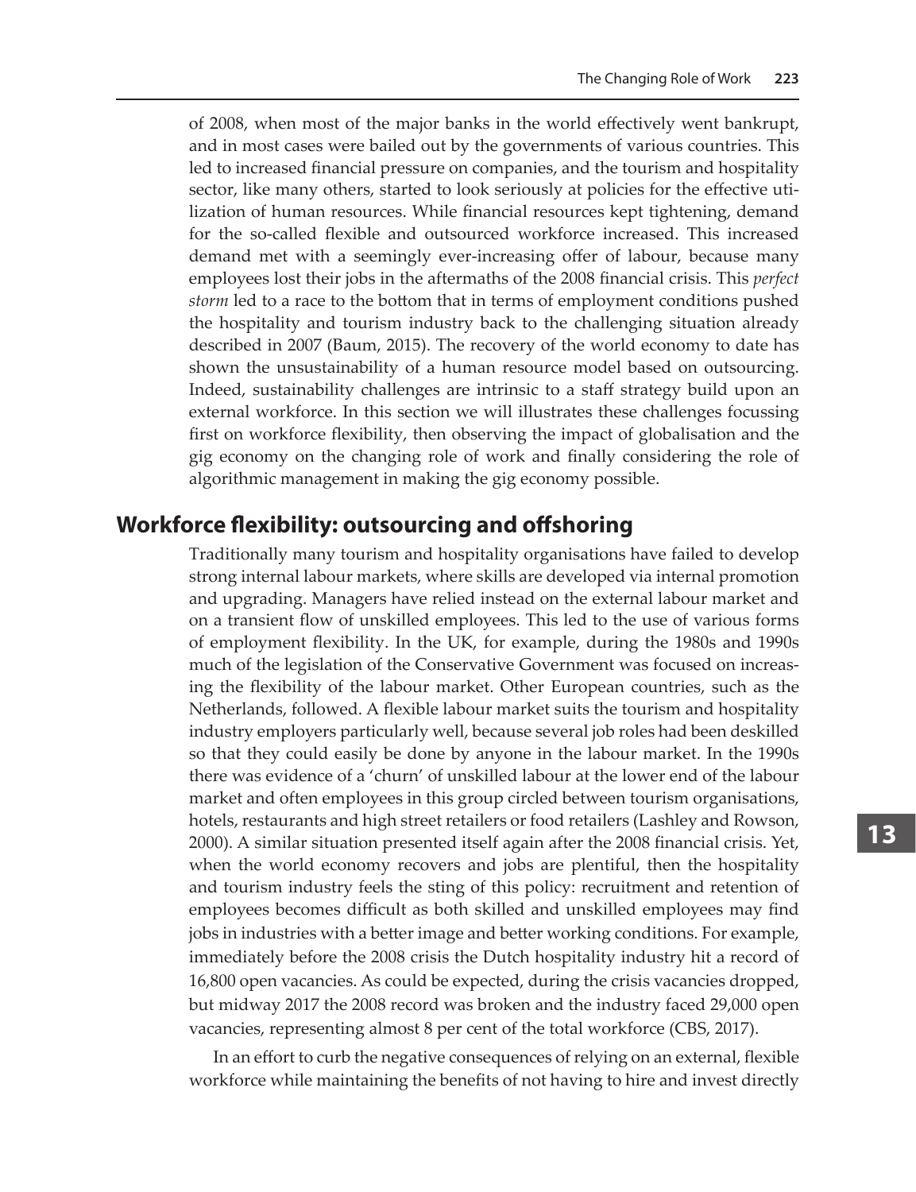of 2008, when most of the major banks in the world effectively went bankrupt, and in most cases were bailed out by the governments of various countries. This led to increased financial pressure on companies, and the tourism and hospitality sector, like many others, started to look seriously at policies for the effective utilization of human resources. While financial resources kept tightening, demand for the so-called flexible and outsourced workforce increased. This increased demand met with a seemingly ever-increasing offer of labour, because many employees lost their jobs in the aftermaths of the 2008 financial crisis. This *perfect storm* led to a race to the bottom that in terms of employment conditions pushed the hospitality and tourism industry back to the challenging situation already described in 2007 (Baum, 2015). The recovery of the world economy to date has shown the unsustainability of a human resource model based on outsourcing. Indeed, sustainability challenges are intrinsic to a staff strategy build upon an external workforce. In this section we will illustrates these challenges focussing first on workforce flexibility, then observing the impact of globalisation and the gig economy on the changing role of work and finally considering the role of algorithmic management in making the gig economy possible.

## Workforce flexibility: outsourcing and offshoring

Traditionally many tourism and hospitality organisations have failed to develop strong internal labour markets, where skills are developed via internal promotion and upgrading. Managers have relied instead on the external labour market and on a transient flow of unskilled employees. This led to the use of various forms of employment flexibility. In the UK, for example, during the 1980s and 1990s much of the legislation of the Conservative Government was focused on increasing the flexibility of the labour market. Other European countries, such as the Netherlands, followed. A flexible labour market suits the tourism and hospitality industry employers particularly well, because several job roles had been deskilled so that they could easily be done by anyone in the labour market. In the 1990s there was evidence of a 'churn' of unskilled labour at the lower end of the labour market and often employees in this group circled between tourism organisations, hotels, restaurants and high street retailers or food retailers (Lashley and Rowson, 2000). A similar situation presented itself again after the 2008 financial crisis. Yet, when the world economy recovers and jobs are plentiful, then the hospitality and tourism industry feels the sting of this policy: recruitment and retention of employees becomes difficult as both skilled and unskilled employees may find jobs in industries with a better image and better working conditions. For example, immediately before the 2008 crisis the Dutch hospitality industry hit a record of 16,800 open vacancies. As could be expected, during the crisis vacancies dropped, but midway 2017 the 2008 record was broken and the industry faced 29,000 open vacancies, representing almost 8 per cent of the total workforce (CBS, 2017).

In an effort to curb the negative consequences of relying on an external, flexible workforce while maintaining the benefits of not having to hire and invest directly